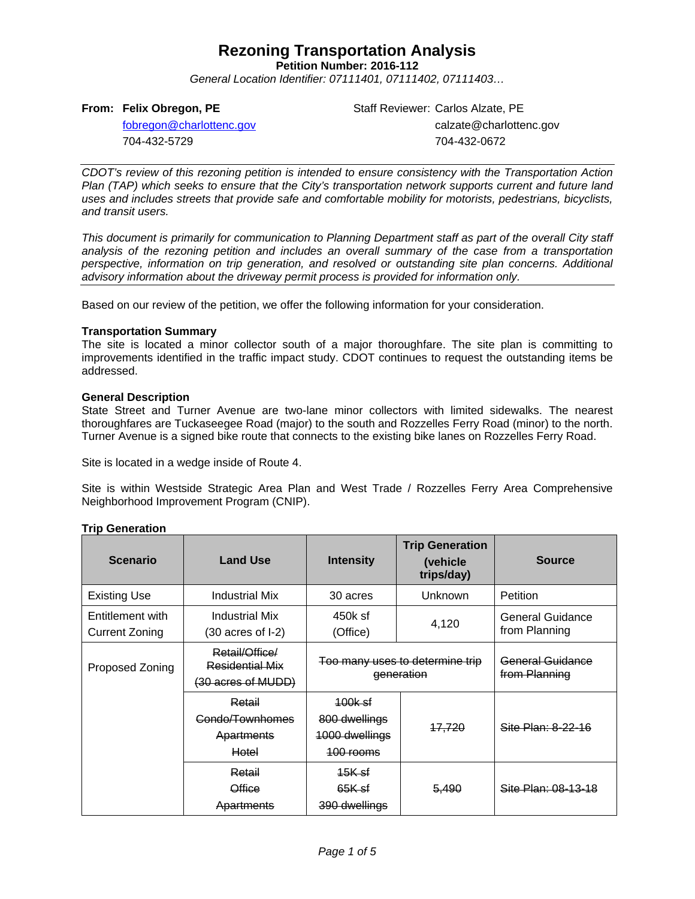# Rezoning Transportation Analysis

**Petition Number: 2016-112**

*General Location Identifier: 07111401, 07111402, 07111403…*

**From: Felix Obregon, PE**
fobregon@charlottenc.gov
704-432-5729

Staff Reviewer: Carlos Alzate, PE
calzate@charlottenc.gov
704-432-0672

*CDOT's review of this rezoning petition is intended to ensure consistency with the Transportation Action Plan (TAP) which seeks to ensure that the City's transportation network supports current and future land uses and includes streets that provide safe and comfortable mobility for motorists, pedestrians, bicyclists, and transit users.*

*This document is primarily for communication to Planning Department staff as part of the overall City staff analysis of the rezoning petition and includes an overall summary of the case from a transportation perspective, information on trip generation, and resolved or outstanding site plan concerns. Additional advisory information about the driveway permit process is provided for information only.*

Based on our review of the petition, we offer the following information for your consideration.

**Transportation Summary**

The site is located a minor collector south of a major thoroughfare. The site plan is committing to improvements identified in the traffic impact study. CDOT continues to request the outstanding items be addressed.

**General Description**

State Street and Turner Avenue are two-lane minor collectors with limited sidewalks. The nearest thoroughfares are Tuckaseegee Road (major) to the south and Rozzelles Ferry Road (minor) to the north. Turner Avenue is a signed bike route that connects to the existing bike lanes on Rozzelles Ferry Road.

Site is located in a wedge inside of Route 4.

Site is within Westside Strategic Area Plan and West Trade / Rozzelles Ferry Area Comprehensive Neighborhood Improvement Program (CNIP).

**Trip Generation**

| Scenario | Land Use | Intensity | Trip Generation (vehicle trips/day) | Source |
|---|---|---|---|---|
| Existing Use | Industrial Mix | 30 acres | Unknown | Petition |
| Entitlement with Current Zoning | Industrial Mix (30 acres of I-2) | 450k sf (Office) | 4,120 | General Guidance from Planning |
| Proposed Zoning | ~~Retail/Office/ Residential Mix (30 acres of MUDD)~~ | ~~Too many uses to determine trip generation~~ | | ~~General Guidance from Planning~~ |
| | ~~Retail~~<br>~~Condo/Townhomes~~<br>~~Apartments~~<br>~~Hotel~~ | ~~100k sf~~<br>~~800 dwellings~~<br>~~1000 dwellings~~<br>~~100 rooms~~ | ~~17,720~~ | ~~Site Plan: 8-22-16~~ |
| | ~~Retail~~<br>~~Office~~<br>~~Apartments~~ | ~~15K sf~~<br>~~65K sf~~<br>~~390 dwellings~~ | ~~5,490~~ | ~~Site Plan: 08-13-18~~ |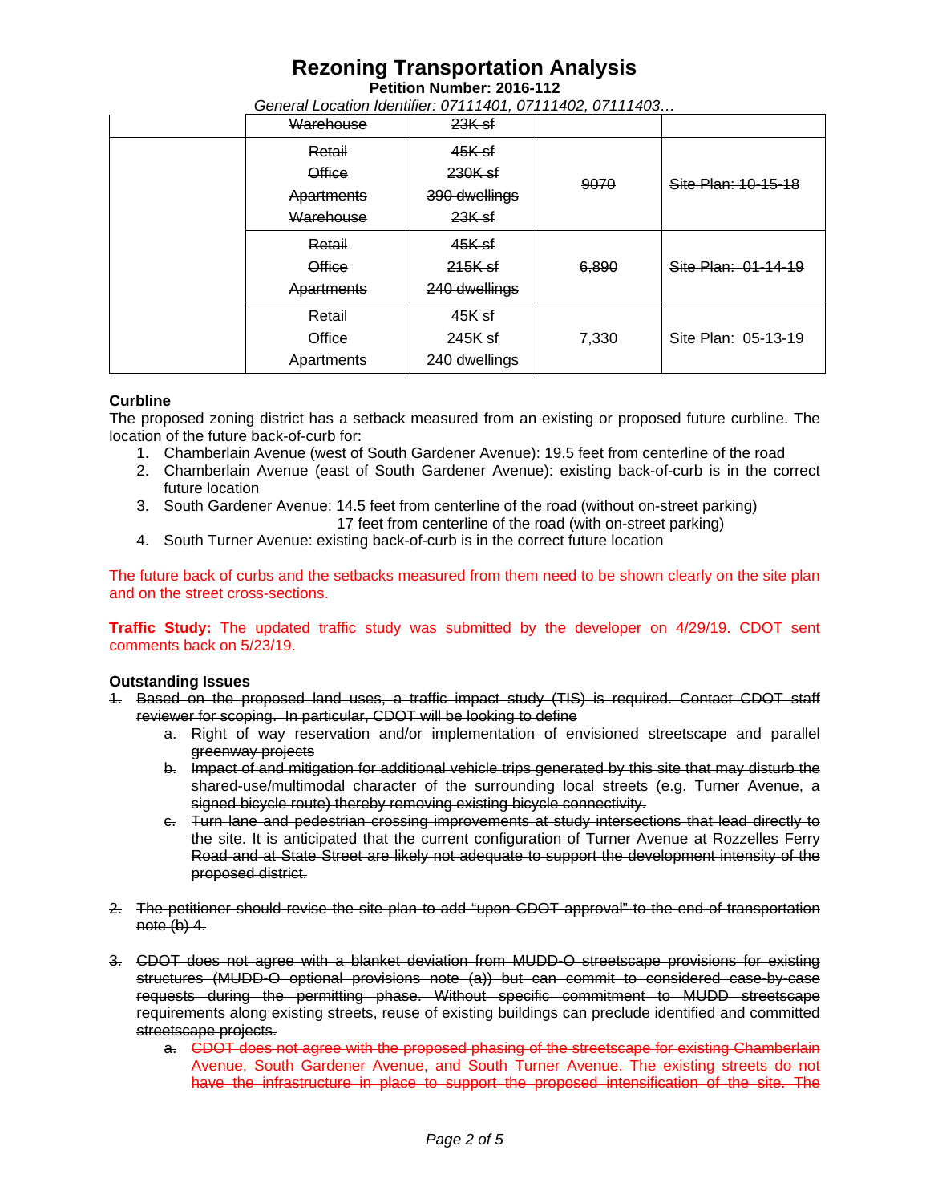# Rezoning Transportation Analysis

**Petition Number: 2016-112**

*General Location Identifier: 07111401, 07111402, 07111403…*

| | | | | |
|---|---|---|---|---|
| | ~~Warehouse~~ | ~~23K sf~~ | | |
| | ~~Retail~~<br>~~Office~~<br>~~Apartments~~<br>~~Warehouse~~ | ~~45K sf~~<br>~~230K sf~~<br>~~390 dwellings~~<br>~~23K sf~~ | ~~9070~~ | ~~Site Plan: 10-15-18~~ |
| | ~~Retail~~<br>~~Office~~<br>~~Apartments~~ | ~~45K sf~~<br>~~215K sf~~<br>~~240 dwellings~~ | ~~6,890~~ | ~~Site Plan: 01-14-19~~ |
| | Retail<br>Office<br>Apartments | 45K sf<br>245K sf<br>240 dwellings | 7,330 | Site Plan: 05-13-19 |

**Curbline**

The proposed zoning district has a setback measured from an existing or proposed future curbline. The location of the future back-of-curb for:

1. Chamberlain Avenue (west of South Gardener Avenue): 19.5 feet from centerline of the road
2. Chamberlain Avenue (east of South Gardener Avenue): existing back-of-curb is in the correct future location
3. South Gardener Avenue: 14.5 feet from centerline of the road (without on-street parking)
   17 feet from centerline of the road (with on-street parking)
4. South Turner Avenue: existing back-of-curb is in the correct future location

The future back of curbs and the setbacks measured from them need to be shown clearly on the site plan and on the street cross-sections.

**Traffic Study:** The updated traffic study was submitted by the developer on 4/29/19. CDOT sent comments back on 5/23/19.

**Outstanding Issues**

1. ~~Based on the proposed land uses, a traffic impact study (TIS) is required. Contact CDOT staff reviewer for scoping. In particular, CDOT will be looking to define~~
   a. ~~Right of way reservation and/or implementation of envisioned streetscape and parallel greenway projects~~
   b. ~~Impact of and mitigation for additional vehicle trips generated by this site that may disturb the shared-use/multimodal character of the surrounding local streets (e.g. Turner Avenue, a signed bicycle route) thereby removing existing bicycle connectivity.~~
   c. ~~Turn lane and pedestrian crossing improvements at study intersections that lead directly to the site. It is anticipated that the current configuration of Turner Avenue at Rozzelles Ferry Road and at State Street are likely not adequate to support the development intensity of the proposed district.~~

2. ~~The petitioner should revise the site plan to add "upon CDOT approval" to the end of transportation note (b) 4.~~

3. ~~CDOT does not agree with a blanket deviation from MUDD-O streetscape provisions for existing structures (MUDD-O optional provisions note (a)) but can commit to considered case-by-case requests during the permitting phase. Without specific commitment to MUDD streetscape requirements along existing streets, reuse of existing buildings can preclude identified and committed streetscape projects.~~
   a. ~~CDOT does not agree with the proposed phasing of the streetscape for existing Chamberlain Avenue, South Gardener Avenue, and South Turner Avenue. The existing streets do not have the infrastructure in place to support the proposed intensification of the site. The~~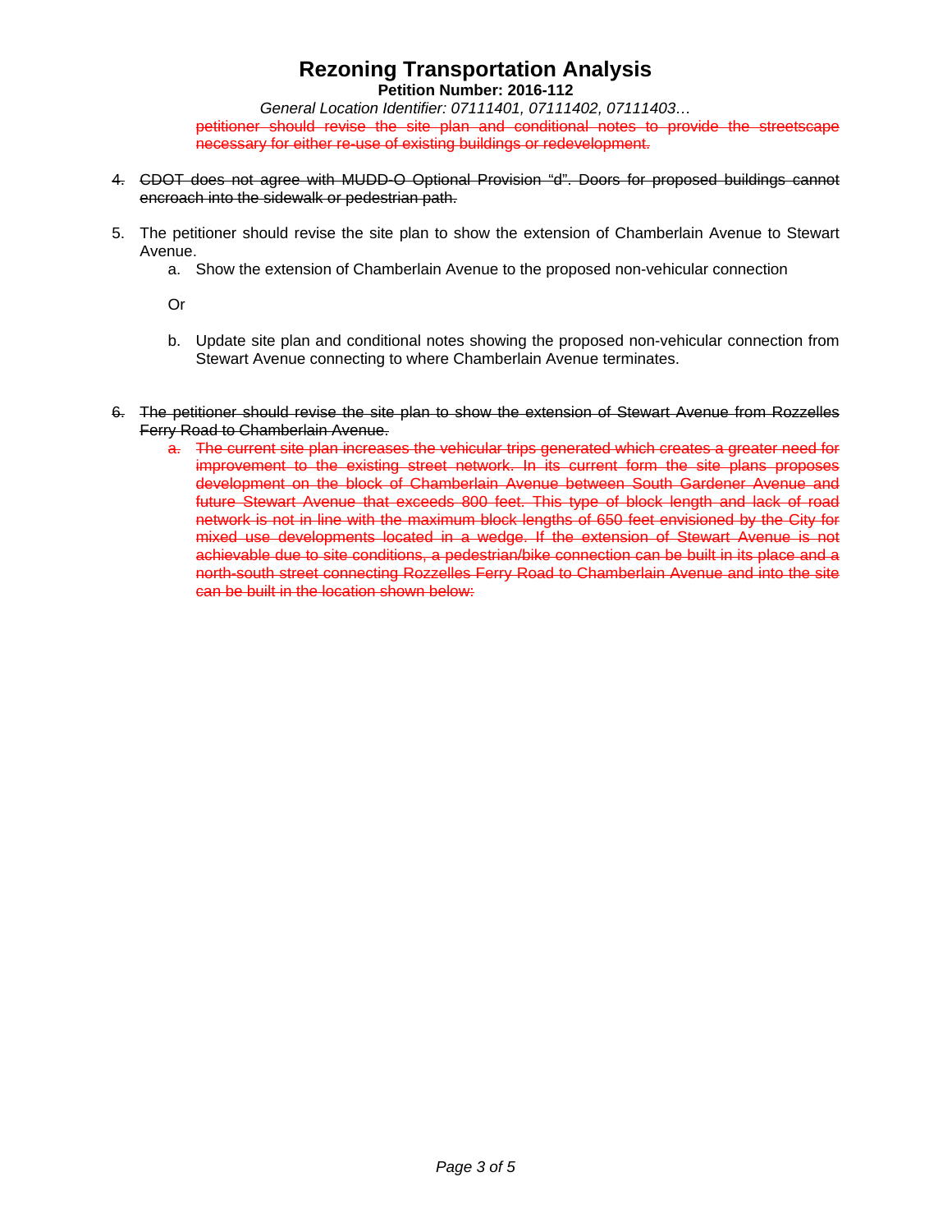~~petitioner should revise the site plan and conditional notes to provide the streetscape necessary for either re-use of existing buildings or redevelopment.~~

4. ~~CDOT does not agree with MUDD-O Optional Provision "d". Doors for proposed buildings cannot encroach into the sidewalk or pedestrian path.~~

5. The petitioner should revise the site plan to show the extension of Chamberlain Avenue to Stewart Avenue.
   a. Show the extension of Chamberlain Avenue to the proposed non-vehicular connection

   Or

   b. Update site plan and conditional notes showing the proposed non-vehicular connection from Stewart Avenue connecting to where Chamberlain Avenue terminates.

6. ~~The petitioner should revise the site plan to show the extension of Stewart Avenue from Rozzelles Ferry Road to Chamberlain Avenue.~~
   a. ~~The current site plan increases the vehicular trips generated which creates a greater need for improvement to the existing street network. In its current form the site plans proposes development on the block of Chamberlain Avenue between South Gardener Avenue and future Stewart Avenue that exceeds 800 feet. This type of block length and lack of road network is not in line with the maximum block lengths of 650 feet envisioned by the City for mixed use developments located in a wedge. If the extension of Stewart Avenue is not achievable due to site conditions, a pedestrian/bike connection can be built in its place and a north-south street connecting Rozzelles Ferry Road to Chamberlain Avenue and into the site can be built in the location shown below:~~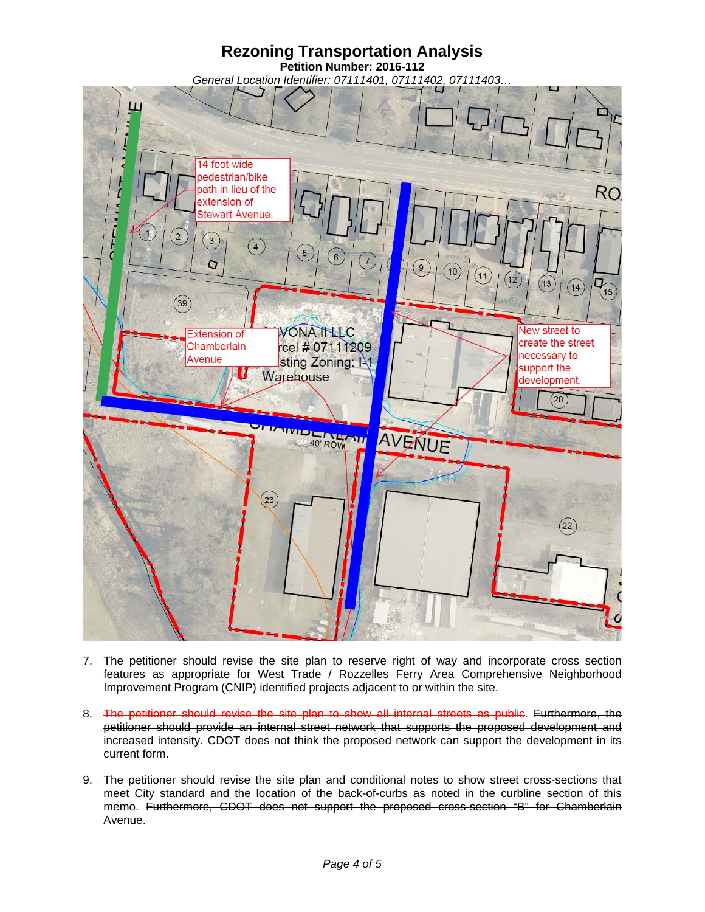# Rezoning Transportation Analysis

**Petition Number: 2016-112**

*General Location Identifier: 07111401, 07111402, 07111403…*

7. The petitioner should revise the site plan to reserve right of way and incorporate cross section features as appropriate for West Trade / Rozzelles Ferry Area Comprehensive Neighborhood Improvement Program (CNIP) identified projects adjacent to or within the site.

8. ~~The petitioner should revise the site plan to show all internal streets as public.~~ ~~Furthermore, the petitioner should provide an internal street network that supports the proposed development and increased intensity. CDOT does not think the proposed network can support the development in its current form.~~

9. The petitioner should revise the site plan and conditional notes to show street cross-sections that meet City standard and the location of the back-of-curbs as noted in the curbline section of this memo. ~~Furthermore, CDOT does not support the proposed cross-section "B" for Chamberlain Avenue.~~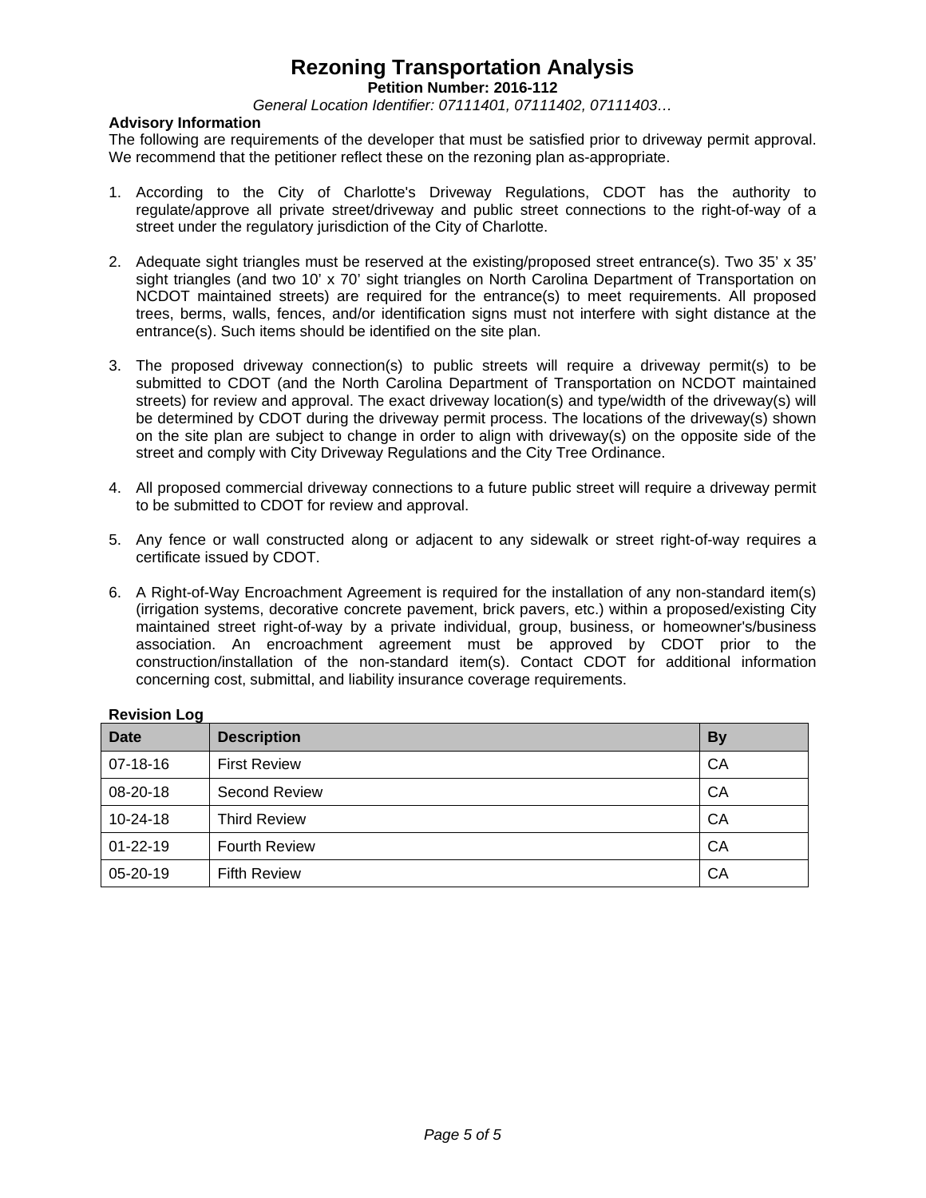# Rezoning Transportation Analysis

**Petition Number: 2016-112**

*General Location Identifier: 07111401, 07111402, 07111403…*

**Advisory Information**

The following are requirements of the developer that must be satisfied prior to driveway permit approval. We recommend that the petitioner reflect these on the rezoning plan as-appropriate.

1. According to the City of Charlotte's Driveway Regulations, CDOT has the authority to regulate/approve all private street/driveway and public street connections to the right-of-way of a street under the regulatory jurisdiction of the City of Charlotte.

2. Adequate sight triangles must be reserved at the existing/proposed street entrance(s). Two 35' x 35' sight triangles (and two 10' x 70' sight triangles on North Carolina Department of Transportation on NCDOT maintained streets) are required for the entrance(s) to meet requirements. All proposed trees, berms, walls, fences, and/or identification signs must not interfere with sight distance at the entrance(s). Such items should be identified on the site plan.

3. The proposed driveway connection(s) to public streets will require a driveway permit(s) to be submitted to CDOT (and the North Carolina Department of Transportation on NCDOT maintained streets) for review and approval. The exact driveway location(s) and type/width of the driveway(s) will be determined by CDOT during the driveway permit process. The locations of the driveway(s) shown on the site plan are subject to change in order to align with driveway(s) on the opposite side of the street and comply with City Driveway Regulations and the City Tree Ordinance.

4. All proposed commercial driveway connections to a future public street will require a driveway permit to be submitted to CDOT for review and approval.

5. Any fence or wall constructed along or adjacent to any sidewalk or street right-of-way requires a certificate issued by CDOT.

6. A Right-of-Way Encroachment Agreement is required for the installation of any non-standard item(s) (irrigation systems, decorative concrete pavement, brick pavers, etc.) within a proposed/existing City maintained street right-of-way by a private individual, group, business, or homeowner's/business association. An encroachment agreement must be approved by CDOT prior to the construction/installation of the non-standard item(s). Contact CDOT for additional information concerning cost, submittal, and liability insurance coverage requirements.

**Revision Log**

| Date | Description | By |
|---|---|---|
| 07-18-16 | First Review | CA |
| 08-20-18 | Second Review | CA |
| 10-24-18 | Third Review | CA |
| 01-22-19 | Fourth Review | CA |
| 05-20-19 | Fifth Review | CA |